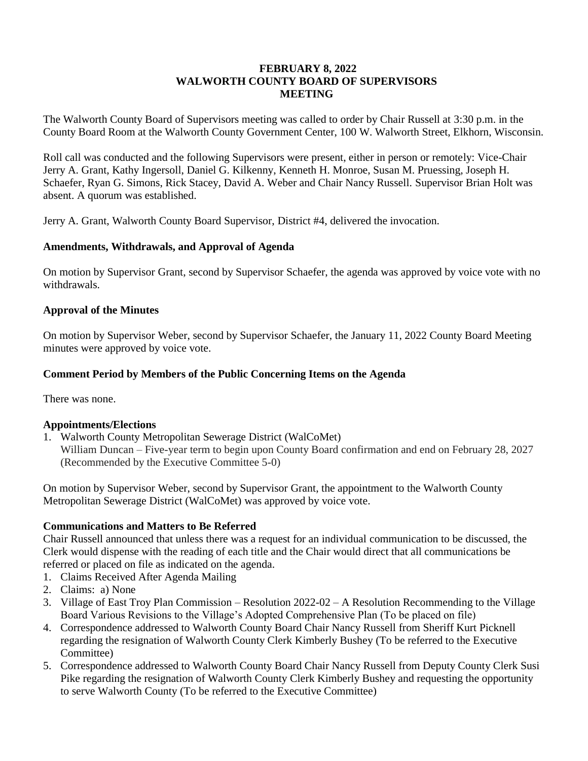# FEBRUARY 8, 2022
# WALWORTH COUNTY BOARD OF SUPERVISORS
# MEETING

The Walworth County Board of Supervisors meeting was called to order by Chair Russell at 3:30 p.m. in the County Board Room at the Walworth County Government Center, 100 W. Walworth Street, Elkhorn, Wisconsin.

Roll call was conducted and the following Supervisors were present, either in person or remotely: Vice-Chair Jerry A. Grant, Kathy Ingersoll, Daniel G. Kilkenny, Kenneth H. Monroe, Susan M. Pruessing, Joseph H. Schaefer, Ryan G. Simons, Rick Stacey, David A. Weber and Chair Nancy Russell. Supervisor Brian Holt was absent. A quorum was established.

Jerry A. Grant, Walworth County Board Supervisor, District #4, delivered the invocation.

### Amendments, Withdrawals, and Approval of Agenda

On motion by Supervisor Grant, second by Supervisor Schaefer, the agenda was approved by voice vote with no withdrawals.

### Approval of the Minutes

On motion by Supervisor Weber, second by Supervisor Schaefer, the January 11, 2022 County Board Meeting minutes were approved by voice vote.

### Comment Period by Members of the Public Concerning Items on the Agenda

There was none.

### Appointments/Elections

1. Walworth County Metropolitan Sewerage District (WalCoMet)
   William Duncan – Five-year term to begin upon County Board confirmation and end on February 28, 2027 (Recommended by the Executive Committee 5-0)

On motion by Supervisor Weber, second by Supervisor Grant, the appointment to the Walworth County Metropolitan Sewerage District (WalCoMet) was approved by voice vote.

### Communications and Matters to Be Referred

Chair Russell announced that unless there was a request for an individual communication to be discussed, the Clerk would dispense with the reading of each title and the Chair would direct that all communications be referred or placed on file as indicated on the agenda.

1. Claims Received After Agenda Mailing
2. Claims: a) None
3. Village of East Troy Plan Commission – Resolution 2022-02 – A Resolution Recommending to the Village Board Various Revisions to the Village's Adopted Comprehensive Plan (To be placed on file)
4. Correspondence addressed to Walworth County Board Chair Nancy Russell from Sheriff Kurt Picknell regarding the resignation of Walworth County Clerk Kimberly Bushey (To be referred to the Executive Committee)
5. Correspondence addressed to Walworth County Board Chair Nancy Russell from Deputy County Clerk Susi Pike regarding the resignation of Walworth County Clerk Kimberly Bushey and requesting the opportunity to serve Walworth County (To be referred to the Executive Committee)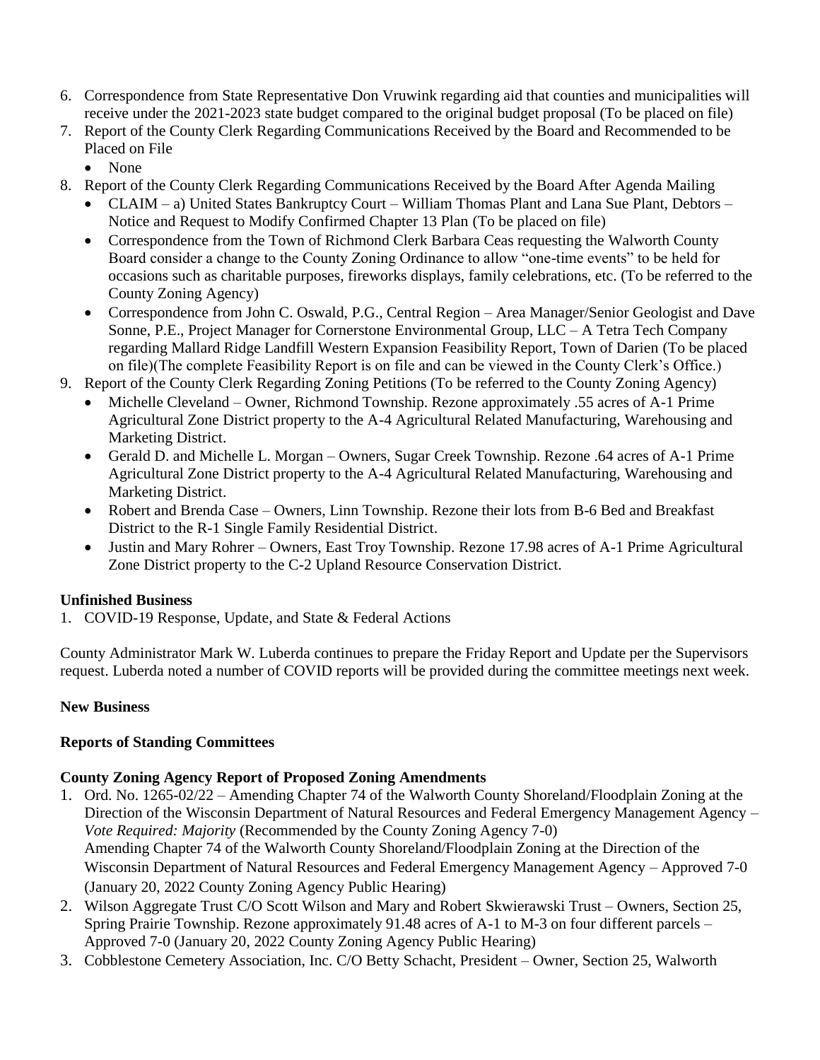6. Correspondence from State Representative Don Vruwink regarding aid that counties and municipalities will receive under the 2021-2023 state budget compared to the original budget proposal (To be placed on file)
7. Report of the County Clerk Regarding Communications Received by the Board and Recommended to be Placed on File
   - None
8. Report of the County Clerk Regarding Communications Received by the Board After Agenda Mailing
   - CLAIM – a) United States Bankruptcy Court – William Thomas Plant and Lana Sue Plant, Debtors – Notice and Request to Modify Confirmed Chapter 13 Plan (To be placed on file)
   - Correspondence from the Town of Richmond Clerk Barbara Ceas requesting the Walworth County Board consider a change to the County Zoning Ordinance to allow "one-time events" to be held for occasions such as charitable purposes, fireworks displays, family celebrations, etc. (To be referred to the County Zoning Agency)
   - Correspondence from John C. Oswald, P.G., Central Region – Area Manager/Senior Geologist and Dave Sonne, P.E., Project Manager for Cornerstone Environmental Group, LLC – A Tetra Tech Company regarding Mallard Ridge Landfill Western Expansion Feasibility Report, Town of Darien (To be placed on file)(The complete Feasibility Report is on file and can be viewed in the County Clerk's Office.)
9. Report of the County Clerk Regarding Zoning Petitions (To be referred to the County Zoning Agency)
   - Michelle Cleveland – Owner, Richmond Township. Rezone approximately .55 acres of A-1 Prime Agricultural Zone District property to the A-4 Agricultural Related Manufacturing, Warehousing and Marketing District.
   - Gerald D. and Michelle L. Morgan – Owners, Sugar Creek Township. Rezone .64 acres of A-1 Prime Agricultural Zone District property to the A-4 Agricultural Related Manufacturing, Warehousing and Marketing District.
   - Robert and Brenda Case – Owners, Linn Township. Rezone their lots from B-6 Bed and Breakfast District to the R-1 Single Family Residential District.
   - Justin and Mary Rohrer – Owners, East Troy Township. Rezone 17.98 acres of A-1 Prime Agricultural Zone District property to the C-2 Upland Resource Conservation District.

**Unfinished Business**

1. COVID-19 Response, Update, and State & Federal Actions

County Administrator Mark W. Luberda continues to prepare the Friday Report and Update per the Supervisors request. Luberda noted a number of COVID reports will be provided during the committee meetings next week.

**New Business**

**Reports of Standing Committees**

**County Zoning Agency Report of Proposed Zoning Amendments**

1. Ord. No. 1265-02/22 – Amending Chapter 74 of the Walworth County Shoreland/Floodplain Zoning at the Direction of the Wisconsin Department of Natural Resources and Federal Emergency Management Agency – *Vote Required: Majority* (Recommended by the County Zoning Agency 7-0)
   Amending Chapter 74 of the Walworth County Shoreland/Floodplain Zoning at the Direction of the Wisconsin Department of Natural Resources and Federal Emergency Management Agency – Approved 7-0 (January 20, 2022 County Zoning Agency Public Hearing)
2. Wilson Aggregate Trust C/O Scott Wilson and Mary and Robert Skwierawski Trust – Owners, Section 25, Spring Prairie Township. Rezone approximately 91.48 acres of A-1 to M-3 on four different parcels – Approved 7-0 (January 20, 2022 County Zoning Agency Public Hearing)
3. Cobblestone Cemetery Association, Inc. C/O Betty Schacht, President – Owner, Section 25, Walworth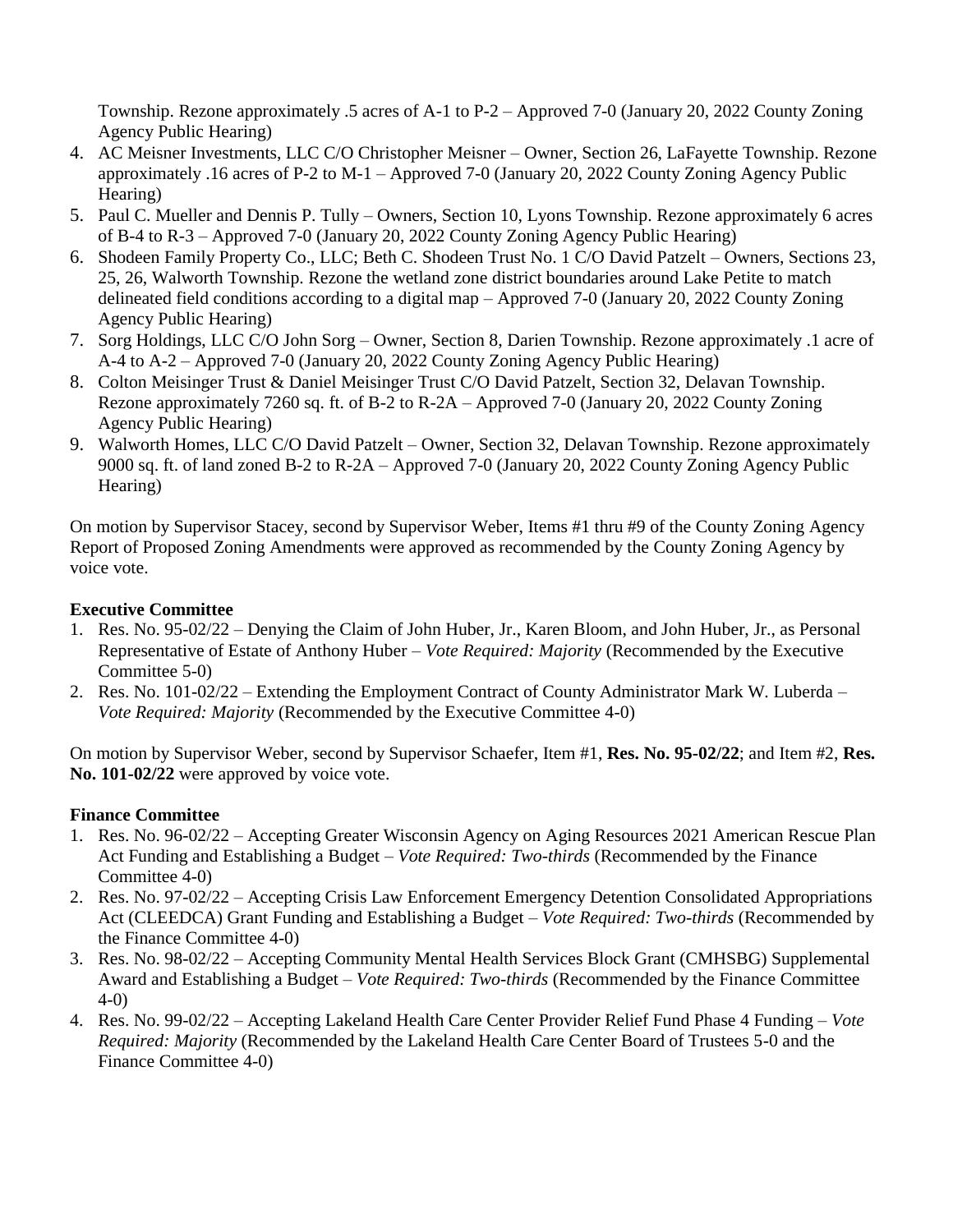Township. Rezone approximately .5 acres of A-1 to P-2 – Approved 7-0 (January 20, 2022 County Zoning Agency Public Hearing)

4. AC Meisner Investments, LLC C/O Christopher Meisner – Owner, Section 26, LaFayette Township. Rezone approximately .16 acres of P-2 to M-1 – Approved 7-0 (January 20, 2022 County Zoning Agency Public Hearing)
5. Paul C. Mueller and Dennis P. Tully – Owners, Section 10, Lyons Township. Rezone approximately 6 acres of B-4 to R-3 – Approved 7-0 (January 20, 2022 County Zoning Agency Public Hearing)
6. Shodeen Family Property Co., LLC; Beth C. Shodeen Trust No. 1 C/O David Patzelt – Owners, Sections 23, 25, 26, Walworth Township. Rezone the wetland zone district boundaries around Lake Petite to match delineated field conditions according to a digital map – Approved 7-0 (January 20, 2022 County Zoning Agency Public Hearing)
7. Sorg Holdings, LLC C/O John Sorg – Owner, Section 8, Darien Township. Rezone approximately .1 acre of A-4 to A-2 – Approved 7-0 (January 20, 2022 County Zoning Agency Public Hearing)
8. Colton Meisinger Trust & Daniel Meisinger Trust C/O David Patzelt, Section 32, Delavan Township. Rezone approximately 7260 sq. ft. of B-2 to R-2A – Approved 7-0 (January 20, 2022 County Zoning Agency Public Hearing)
9. Walworth Homes, LLC C/O David Patzelt – Owner, Section 32, Delavan Township. Rezone approximately 9000 sq. ft. of land zoned B-2 to R-2A – Approved 7-0 (January 20, 2022 County Zoning Agency Public Hearing)

On motion by Supervisor Stacey, second by Supervisor Weber, Items #1 thru #9 of the County Zoning Agency Report of Proposed Zoning Amendments were approved as recommended by the County Zoning Agency by voice vote.

**Executive Committee**

1. Res. No. 95-02/22 – Denying the Claim of John Huber, Jr., Karen Bloom, and John Huber, Jr., as Personal Representative of Estate of Anthony Huber – *Vote Required: Majority* (Recommended by the Executive Committee 5-0)
2. Res. No. 101-02/22 – Extending the Employment Contract of County Administrator Mark W. Luberda – *Vote Required: Majority* (Recommended by the Executive Committee 4-0)

On motion by Supervisor Weber, second by Supervisor Schaefer, Item #1, **Res. No. 95-02/22**; and Item #2, **Res. No. 101-02/22** were approved by voice vote.

**Finance Committee**

1. Res. No. 96-02/22 – Accepting Greater Wisconsin Agency on Aging Resources 2021 American Rescue Plan Act Funding and Establishing a Budget – *Vote Required: Two-thirds* (Recommended by the Finance Committee 4-0)
2. Res. No. 97-02/22 – Accepting Crisis Law Enforcement Emergency Detention Consolidated Appropriations Act (CLEEDCA) Grant Funding and Establishing a Budget – *Vote Required: Two-thirds* (Recommended by the Finance Committee 4-0)
3. Res. No. 98-02/22 – Accepting Community Mental Health Services Block Grant (CMHSBG) Supplemental Award and Establishing a Budget – *Vote Required: Two-thirds* (Recommended by the Finance Committee 4-0)
4. Res. No. 99-02/22 – Accepting Lakeland Health Care Center Provider Relief Fund Phase 4 Funding – *Vote Required: Majority* (Recommended by the Lakeland Health Care Center Board of Trustees 5-0 and the Finance Committee 4-0)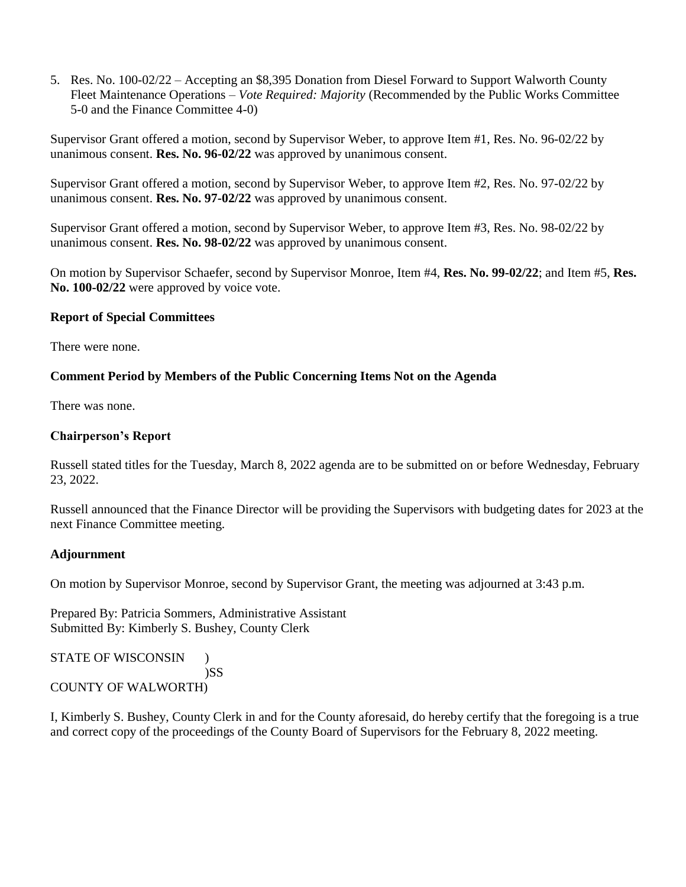5. Res. No. 100-02/22 – Accepting an $8,395 Donation from Diesel Forward to Support Walworth County Fleet Maintenance Operations – *Vote Required: Majority* (Recommended by the Public Works Committee 5-0 and the Finance Committee 4-0)

Supervisor Grant offered a motion, second by Supervisor Weber, to approve Item #1, Res. No. 96-02/22 by unanimous consent. **Res. No. 96-02/22** was approved by unanimous consent.

Supervisor Grant offered a motion, second by Supervisor Weber, to approve Item #2, Res. No. 97-02/22 by unanimous consent. **Res. No. 97-02/22** was approved by unanimous consent.

Supervisor Grant offered a motion, second by Supervisor Weber, to approve Item #3, Res. No. 98-02/22 by unanimous consent. **Res. No. 98-02/22** was approved by unanimous consent.

On motion by Supervisor Schaefer, second by Supervisor Monroe, Item #4, **Res. No. 99-02/22**; and Item #5, **Res. No. 100-02/22** were approved by voice vote.

**Report of Special Committees**

There were none.

**Comment Period by Members of the Public Concerning Items Not on the Agenda**

There was none.

**Chairperson's Report**

Russell stated titles for the Tuesday, March 8, 2022 agenda are to be submitted on or before Wednesday, February 23, 2022.

Russell announced that the Finance Director will be providing the Supervisors with budgeting dates for 2023 at the next Finance Committee meeting.

**Adjournment**

On motion by Supervisor Monroe, second by Supervisor Grant, the meeting was adjourned at 3:43 p.m.

Prepared By: Patricia Sommers, Administrative Assistant
Submitted By: Kimberly S. Bushey, County Clerk

STATE OF WISCONSIN )
)SS
COUNTY OF WALWORTH)

I, Kimberly S. Bushey, County Clerk in and for the County aforesaid, do hereby certify that the foregoing is a true and correct copy of the proceedings of the County Board of Supervisors for the February 8, 2022 meeting.